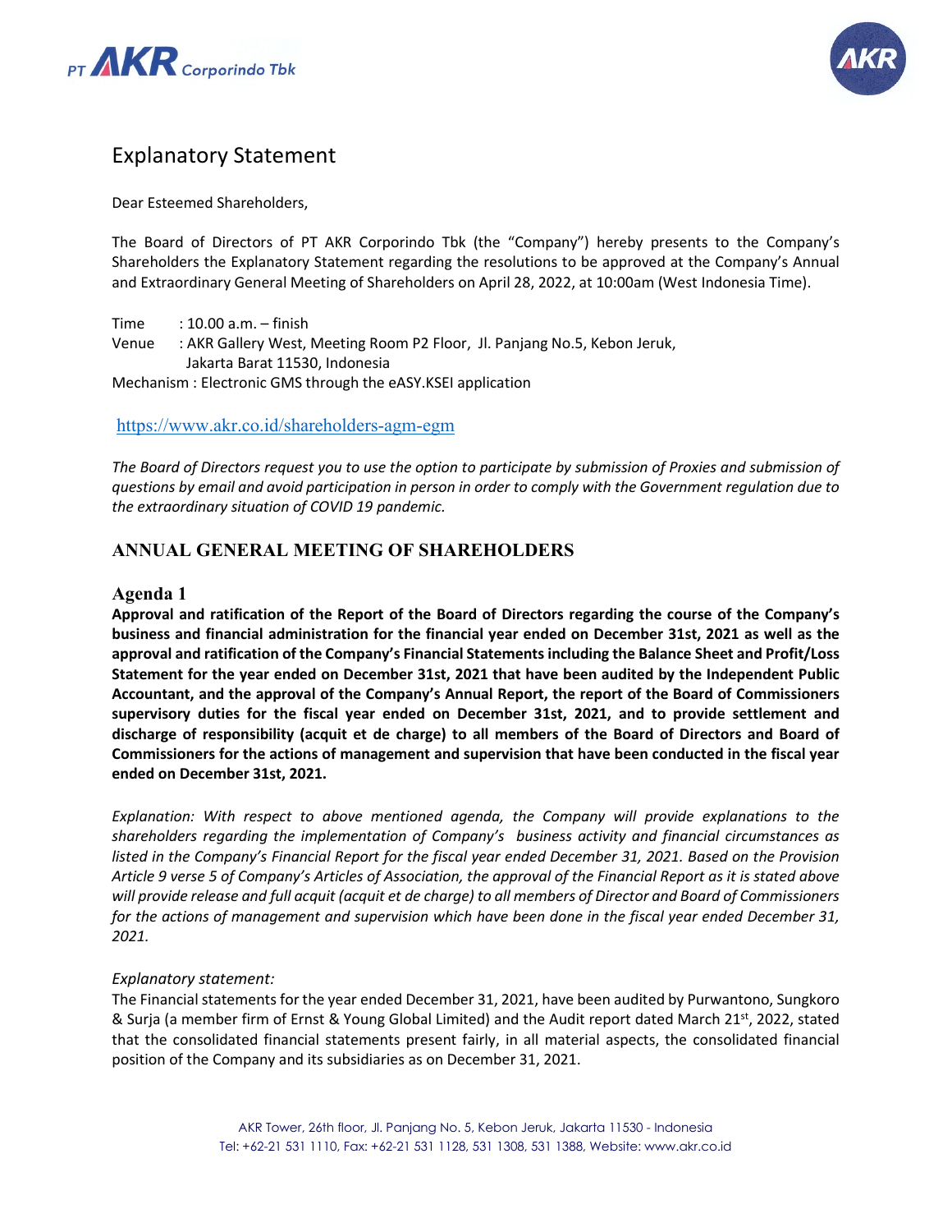# Explanatory Statement

Dear Esteemed Shareholders,

The Board of Directors of PT AKR Corporindo Tbk (the "Company") hereby presents to the Company's Shareholders the Explanatory Statement regarding the resolutions to be approved at the Company's Annual and Extraordinary General Meeting of Shareholders on April 28, 2022, at 10:00am (West Indonesia Time).

Time : 10.00 a.m. – finish
Venue : AKR Gallery West, Meeting Room P2 Floor, Jl. Panjang No.5, Kebon Jeruk, Jakarta Barat 11530, Indonesia
Mechanism : Electronic GMS through the eASY.KSEI application

https://www.akr.co.id/shareholders-agm-egm

*The Board of Directors request you to use the option to participate by submission of Proxies and submission of questions by email and avoid participation in person in order to comply with the Government regulation due to the extraordinary situation of COVID 19 pandemic.*

## ANNUAL GENERAL MEETING OF SHAREHOLDERS

### Agenda 1

**Approval and ratification of the Report of the Board of Directors regarding the course of the Company's business and financial administration for the financial year ended on December 31st, 2021 as well as the approval and ratification of the Company's Financial Statements including the Balance Sheet and Profit/Loss Statement for the year ended on December 31st, 2021 that have been audited by the Independent Public Accountant, and the approval of the Company's Annual Report, the report of the Board of Commissioners supervisory duties for the fiscal year ended on December 31st, 2021, and to provide settlement and discharge of responsibility (acquit et de charge) to all members of the Board of Directors and Board of Commissioners for the actions of management and supervision that have been conducted in the fiscal year ended on December 31st, 2021.**

*Explanation: With respect to above mentioned agenda, the Company will provide explanations to the shareholders regarding the implementation of Company's business activity and financial circumstances as listed in the Company's Financial Report for the fiscal year ended December 31, 2021. Based on the Provision Article 9 verse 5 of Company's Articles of Association, the approval of the Financial Report as it is stated above will provide release and full acquit (acquit et de charge) to all members of Director and Board of Commissioners for the actions of management and supervision which have been done in the fiscal year ended December 31, 2021.*

*Explanatory statement:*

The Financial statements for the year ended December 31, 2021, have been audited by Purwantono, Sungkoro & Surja (a member firm of Ernst & Young Global Limited) and the Audit report dated March 21st, 2022, stated that the consolidated financial statements present fairly, in all material aspects, the consolidated financial position of the Company and its subsidiaries as on December 31, 2021.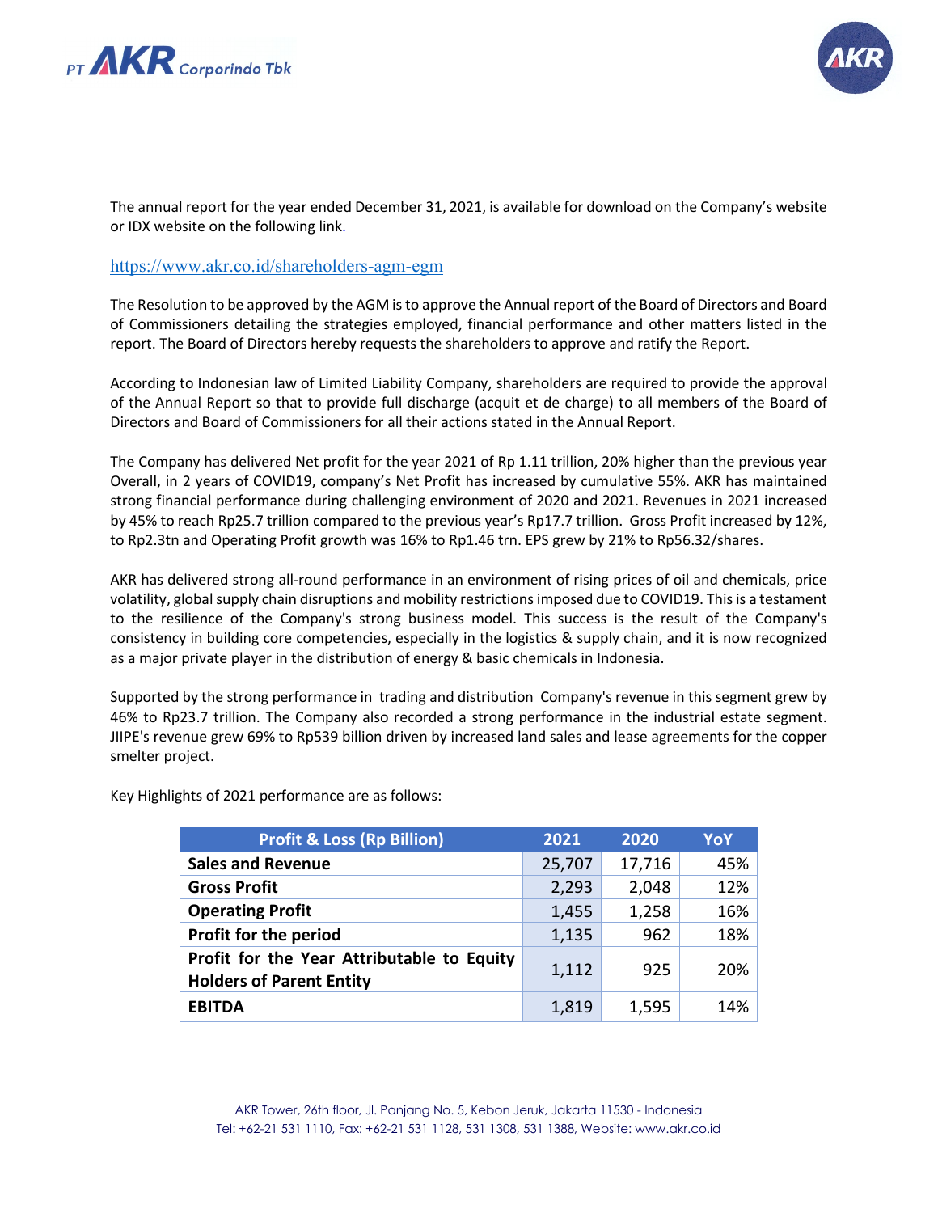The annual report for the year ended December 31, 2021, is available for download on the Company's website or IDX website on the following link.

https://www.akr.co.id/shareholders-agm-egm

The Resolution to be approved by the AGM is to approve the Annual report of the Board of Directors and Board of Commissioners detailing the strategies employed, financial performance and other matters listed in the report. The Board of Directors hereby requests the shareholders to approve and ratify the Report.

According to Indonesian law of Limited Liability Company, shareholders are required to provide the approval of the Annual Report so that to provide full discharge (acquit et de charge) to all members of the Board of Directors and Board of Commissioners for all their actions stated in the Annual Report.

The Company has delivered Net profit for the year 2021 of Rp 1.11 trillion, 20% higher than the previous year Overall, in 2 years of COVID19, company's Net Profit has increased by cumulative 55%. AKR has maintained strong financial performance during challenging environment of 2020 and 2021. Revenues in 2021 increased by 45% to reach Rp25.7 trillion compared to the previous year's Rp17.7 trillion. Gross Profit increased by 12%, to Rp2.3tn and Operating Profit growth was 16% to Rp1.46 trn. EPS grew by 21% to Rp56.32/shares.

AKR has delivered strong all-round performance in an environment of rising prices of oil and chemicals, price volatility, global supply chain disruptions and mobility restrictions imposed due to COVID19. This is a testament to the resilience of the Company's strong business model. This success is the result of the Company's consistency in building core competencies, especially in the logistics & supply chain, and it is now recognized as a major private player in the distribution of energy & basic chemicals in Indonesia.

Supported by the strong performance in trading and distribution Company's revenue in this segment grew by 46% to Rp23.7 trillion. The Company also recorded a strong performance in the industrial estate segment. JIIPE's revenue grew 69% to Rp539 billion driven by increased land sales and lease agreements for the copper smelter project.

Key Highlights of 2021 performance are as follows:

| Profit & Loss (Rp Billion) | 2021 | 2020 | YoY |
|---|---|---|---|
| **Sales and Revenue** | 25,707 | 17,716 | 45% |
| **Gross Profit** | 2,293 | 2,048 | 12% |
| **Operating Profit** | 1,455 | 1,258 | 16% |
| **Profit for the period** | 1,135 | 962 | 18% |
| **Profit for the Year Attributable to Equity Holders of Parent Entity** | 1,112 | 925 | 20% |
| **EBITDA** | 1,819 | 1,595 | 14% |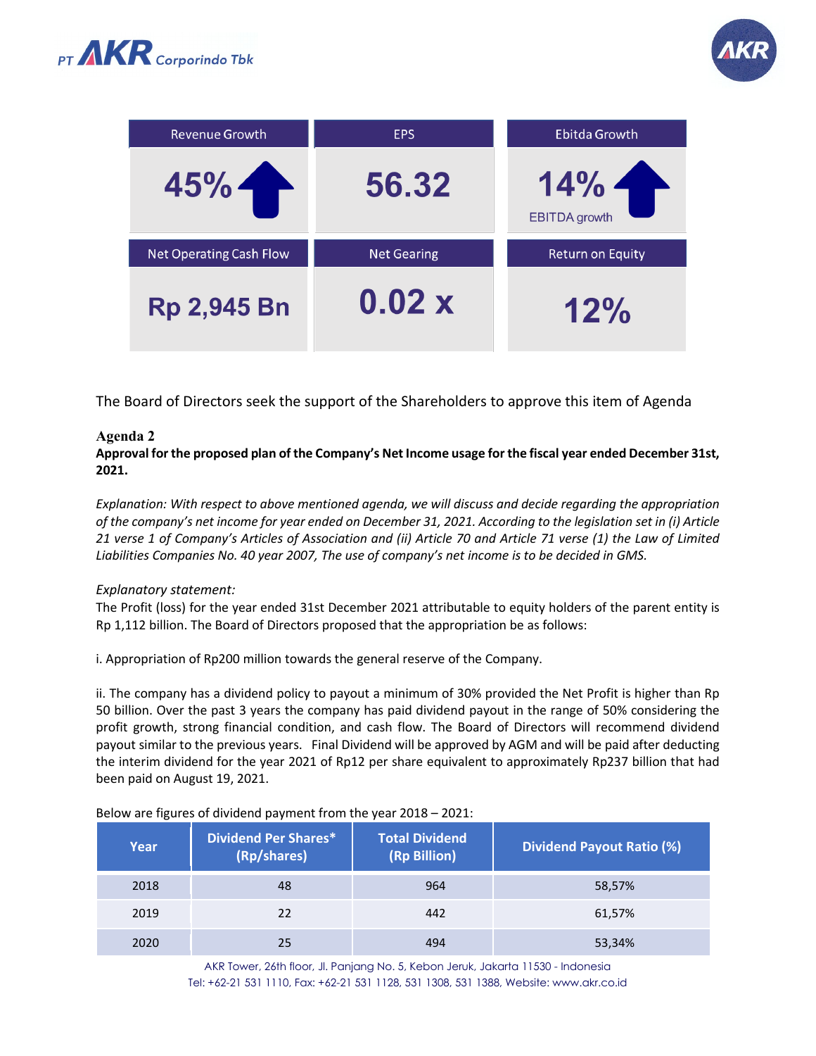| Revenue Growth | EPS | Ebitda Growth |
|---|---|---|
| 45% ↑ | 56.32 | 14% ↑ EBITDA growth |
| **Net Operating Cash Flow** | **Net Gearing** | **Return on Equity** |
| Rp 2,945 Bn | 0.02 x | 12% |

The Board of Directors seek the support of the Shareholders to approve this item of Agenda

**Agenda 2**

**Approval for the proposed plan of the Company's Net Income usage for the fiscal year ended December 31st, 2021.**

*Explanation: With respect to above mentioned agenda, we will discuss and decide regarding the appropriation of the company's net income for year ended on December 31, 2021. According to the legislation set in (i) Article 21 verse 1 of Company's Articles of Association and (ii) Article 70 and Article 71 verse (1) the Law of Limited Liabilities Companies No. 40 year 2007, The use of company's net income is to be decided in GMS.*

*Explanatory statement:*

The Profit (loss) for the year ended 31st December 2021 attributable to equity holders of the parent entity is Rp 1,112 billion. The Board of Directors proposed that the appropriation be as follows:

i. Appropriation of Rp200 million towards the general reserve of the Company.

ii. The company has a dividend policy to payout a minimum of 30% provided the Net Profit is higher than Rp 50 billion. Over the past 3 years the company has paid dividend payout in the range of 50% considering the profit growth, strong financial condition, and cash flow. The Board of Directors will recommend dividend payout similar to the previous years. Final Dividend will be approved by AGM and will be paid after deducting the interim dividend for the year 2021 of Rp12 per share equivalent to approximately Rp237 billion that had been paid on August 19, 2021.

Below are figures of dividend payment from the year 2018 – 2021:

| Year | Dividend Per Shares* (Rp/shares) | Total Dividend (Rp Billion) | Dividend Payout Ratio (%) |
|---|---|---|---|
| 2018 | 48 | 964 | 58,57% |
| 2019 | 22 | 442 | 61,57% |
| 2020 | 25 | 494 | 53,34% |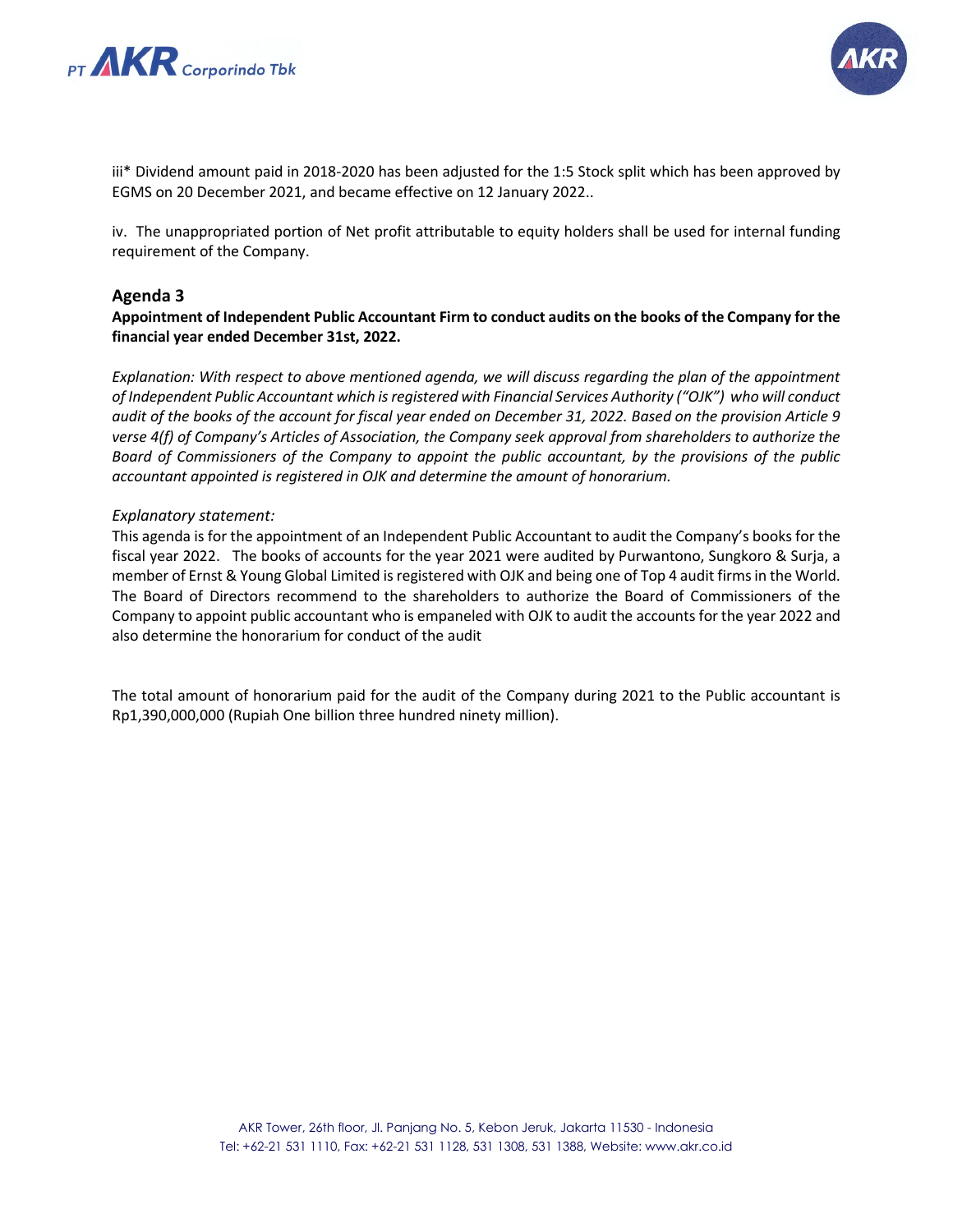iii* Dividend amount paid in 2018-2020 has been adjusted for the 1:5 Stock split which has been approved by EGMS on 20 December 2021, and became effective on 12 January 2022..

iv. The unappropriated portion of Net profit attributable to equity holders shall be used for internal funding requirement of the Company.

## Agenda 3

**Appointment of Independent Public Accountant Firm to conduct audits on the books of the Company for the financial year ended December 31st, 2022.**

*Explanation: With respect to above mentioned agenda, we will discuss regarding the plan of the appointment of Independent Public Accountant which is registered with Financial Services Authority ("OJK") who will conduct audit of the books of the account for fiscal year ended on December 31, 2022. Based on the provision Article 9 verse 4(f) of Company's Articles of Association, the Company seek approval from shareholders to authorize the Board of Commissioners of the Company to appoint the public accountant, by the provisions of the public accountant appointed is registered in OJK and determine the amount of honorarium.*

*Explanatory statement:*

This agenda is for the appointment of an Independent Public Accountant to audit the Company's books for the fiscal year 2022. The books of accounts for the year 2021 were audited by Purwantono, Sungkoro & Surja, a member of Ernst & Young Global Limited is registered with OJK and being one of Top 4 audit firms in the World. The Board of Directors recommend to the shareholders to authorize the Board of Commissioners of the Company to appoint public accountant who is empaneled with OJK to audit the accounts for the year 2022 and also determine the honorarium for conduct of the audit

The total amount of honorarium paid for the audit of the Company during 2021 to the Public accountant is Rp1,390,000,000 (Rupiah One billion three hundred ninety million).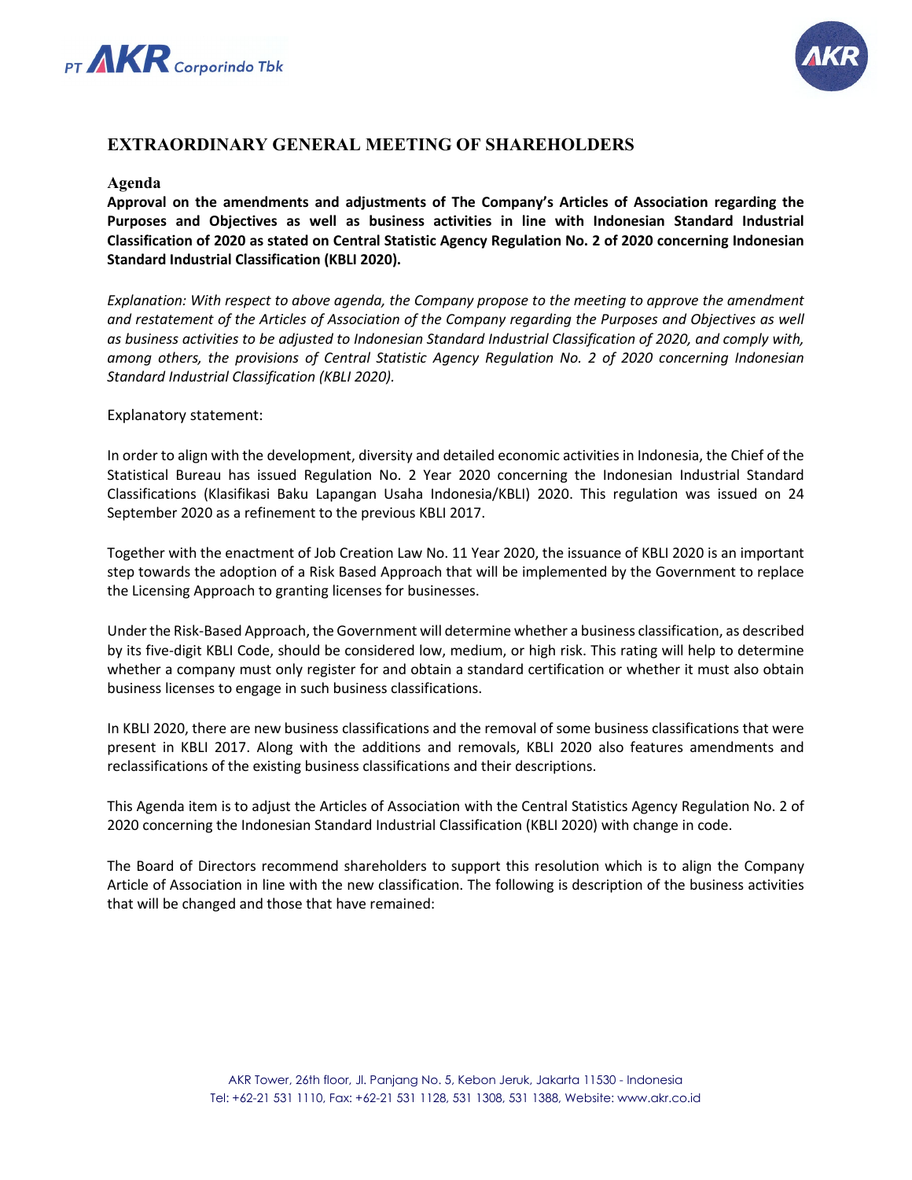## EXTRAORDINARY GENERAL MEETING OF SHAREHOLDERS

### Agenda

**Approval on the amendments and adjustments of The Company's Articles of Association regarding the Purposes and Objectives as well as business activities in line with Indonesian Standard Industrial Classification of 2020 as stated on Central Statistic Agency Regulation No. 2 of 2020 concerning Indonesian Standard Industrial Classification (KBLI 2020).**

*Explanation: With respect to above agenda, the Company propose to the meeting to approve the amendment and restatement of the Articles of Association of the Company regarding the Purposes and Objectives as well as business activities to be adjusted to Indonesian Standard Industrial Classification of 2020, and comply with, among others, the provisions of Central Statistic Agency Regulation No. 2 of 2020 concerning Indonesian Standard Industrial Classification (KBLI 2020).*

Explanatory statement:

In order to align with the development, diversity and detailed economic activities in Indonesia, the Chief of the Statistical Bureau has issued Regulation No. 2 Year 2020 concerning the Indonesian Industrial Standard Classifications (Klasifikasi Baku Lapangan Usaha Indonesia/KBLI) 2020. This regulation was issued on 24 September 2020 as a refinement to the previous KBLI 2017.

Together with the enactment of Job Creation Law No. 11 Year 2020, the issuance of KBLI 2020 is an important step towards the adoption of a Risk Based Approach that will be implemented by the Government to replace the Licensing Approach to granting licenses for businesses.

Under the Risk-Based Approach, the Government will determine whether a business classification, as described by its five-digit KBLI Code, should be considered low, medium, or high risk. This rating will help to determine whether a company must only register for and obtain a standard certification or whether it must also obtain business licenses to engage in such business classifications.

In KBLI 2020, there are new business classifications and the removal of some business classifications that were present in KBLI 2017. Along with the additions and removals, KBLI 2020 also features amendments and reclassifications of the existing business classifications and their descriptions.

This Agenda item is to adjust the Articles of Association with the Central Statistics Agency Regulation No. 2 of 2020 concerning the Indonesian Standard Industrial Classification (KBLI 2020) with change in code.

The Board of Directors recommend shareholders to support this resolution which is to align the Company Article of Association in line with the new classification. The following is description of the business activities that will be changed and those that have remained: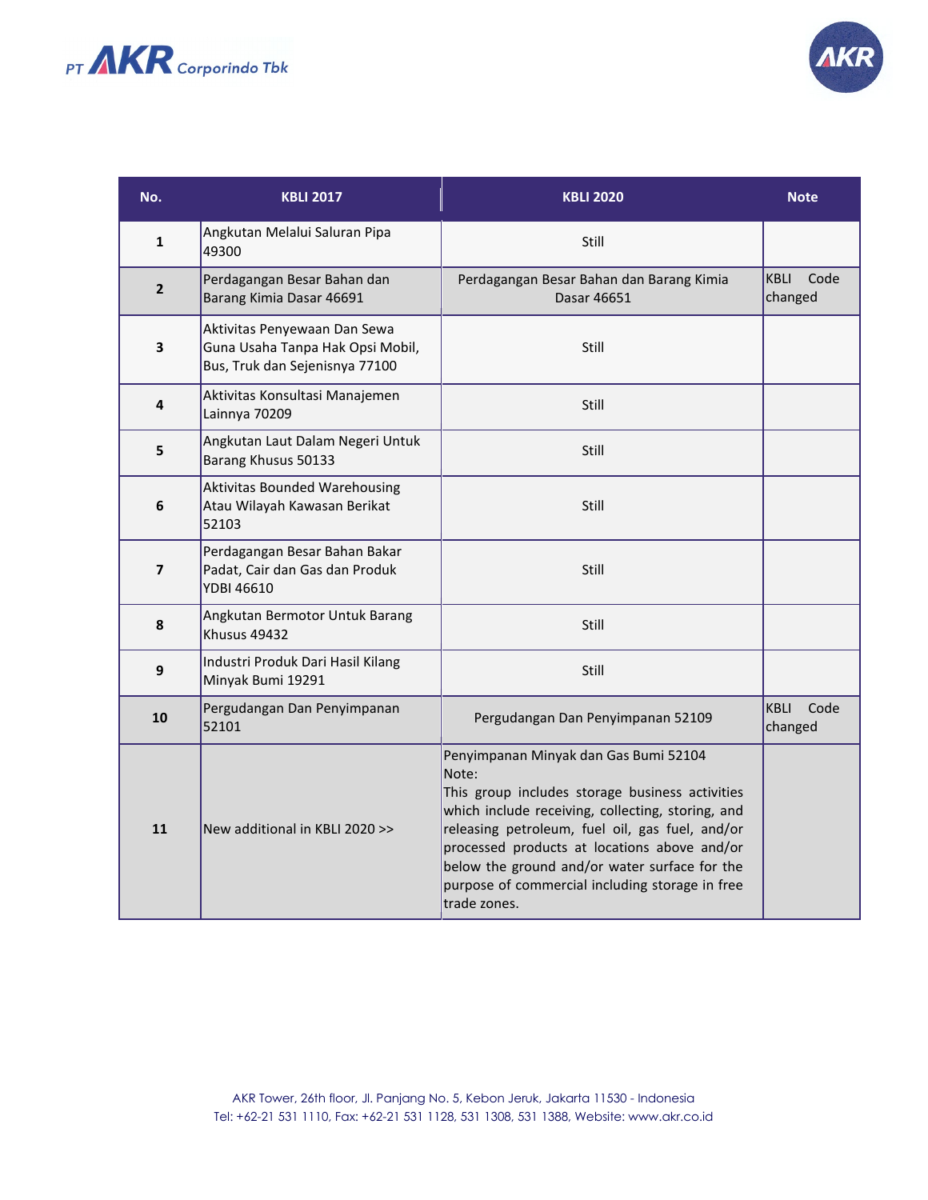| No. | KBLI 2017 | KBLI 2020 | Note |
|---|---|---|---|
| 1 | Angkutan Melalui Saluran Pipa 49300 | Still | |
| 2 | Perdagangan Besar Bahan dan Barang Kimia Dasar 46691 | Perdagangan Besar Bahan dan Barang Kimia Dasar 46651 | KBLI Code changed |
| 3 | Aktivitas Penyewaan Dan Sewa Guna Usaha Tanpa Hak Opsi Mobil, Bus, Truk dan Sejenisnya 77100 | Still | |
| 4 | Aktivitas Konsultasi Manajemen Lainnya 70209 | Still | |
| 5 | Angkutan Laut Dalam Negeri Untuk Barang Khusus 50133 | Still | |
| 6 | Aktivitas Bounded Warehousing Atau Wilayah Kawasan Berikat 52103 | Still | |
| 7 | Perdagangan Besar Bahan Bakar Padat, Cair dan Gas dan Produk YDBI 46610 | Still | |
| 8 | Angkutan Bermotor Untuk Barang Khusus 49432 | Still | |
| 9 | Industri Produk Dari Hasil Kilang Minyak Bumi 19291 | Still | |
| 10 | Pergudangan Dan Penyimpanan 52101 | Pergudangan Dan Penyimpanan 52109 | KBLI Code changed |
| 11 | New additional in KBLI 2020 >> | Penyimpanan Minyak dan Gas Bumi 52104<br>Note:<br>This group includes storage business activities which include receiving, collecting, storing, and releasing petroleum, fuel oil, gas fuel, and/or processed products at locations above and/or below the ground and/or water surface for the purpose of commercial including storage in free trade zones. | |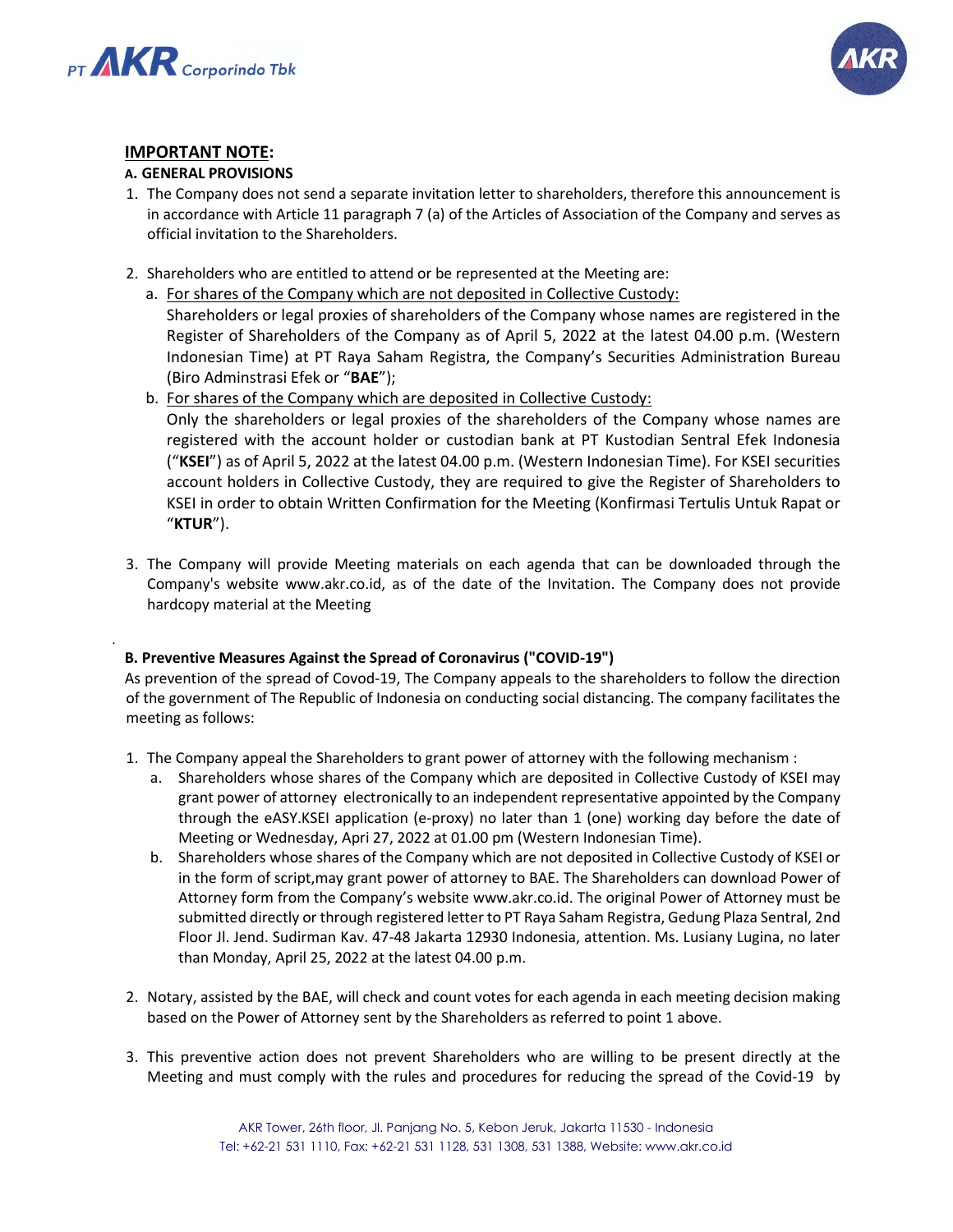## IMPORTANT NOTE:

### A. GENERAL PROVISIONS

1. The Company does not send a separate invitation letter to shareholders, therefore this announcement is in accordance with Article 11 paragraph 7 (a) of the Articles of Association of the Company and serves as official invitation to the Shareholders.

2. Shareholders who are entitled to attend or be represented at the Meeting are:
   a. For shares of the Company which are not deposited in Collective Custody:
   Shareholders or legal proxies of shareholders of the Company whose names are registered in the Register of Shareholders of the Company as of April 5, 2022 at the latest 04.00 p.m. (Western Indonesian Time) at PT Raya Saham Registra, the Company's Securities Administration Bureau (Biro Adminstrasi Efek or "**BAE**");
   b. For shares of the Company which are deposited in Collective Custody:
   Only the shareholders or legal proxies of the shareholders of the Company whose names are registered with the account holder or custodian bank at PT Kustodian Sentral Efek Indonesia ("**KSEI**") as of April 5, 2022 at the latest 04.00 p.m. (Western Indonesian Time). For KSEI securities account holders in Collective Custody, they are required to give the Register of Shareholders to KSEI in order to obtain Written Confirmation for the Meeting (Konfirmasi Tertulis Untuk Rapat or "**KTUR**").

3. The Company will provide Meeting materials on each agenda that can be downloaded through the Company's website www.akr.co.id, as of the date of the Invitation. The Company does not provide hardcopy material at the Meeting

### B. Preventive Measures Against the Spread of Coronavirus ("COVID-19")

As prevention of the spread of Covod-19, The Company appeals to the shareholders to follow the direction of the government of The Republic of Indonesia on conducting social distancing. The company facilitates the meeting as follows:

1. The Company appeal the Shareholders to grant power of attorney with the following mechanism :
   a. Shareholders whose shares of the Company which are deposited in Collective Custody of KSEI may grant power of attorney electronically to an independent representative appointed by the Company through the eASY.KSEI application (e-proxy) no later than 1 (one) working day before the date of Meeting or Wednesday, Apri 27, 2022 at 01.00 pm (Western Indonesian Time).
   b. Shareholders whose shares of the Company which are not deposited in Collective Custody of KSEI or in the form of script,may grant power of attorney to BAE. The Shareholders can download Power of Attorney form from the Company's website www.akr.co.id. The original Power of Attorney must be submitted directly or through registered letter to PT Raya Saham Registra, Gedung Plaza Sentral, 2nd Floor Jl. Jend. Sudirman Kav. 47-48 Jakarta 12930 Indonesia, attention. Ms. Lusiany Lugina, no later than Monday, April 25, 2022 at the latest 04.00 p.m.

2. Notary, assisted by the BAE, will check and count votes for each agenda in each meeting decision making based on the Power of Attorney sent by the Shareholders as referred to point 1 above.

3. This preventive action does not prevent Shareholders who are willing to be present directly at the Meeting and must comply with the rules and procedures for reducing the spread of the Covid-19 by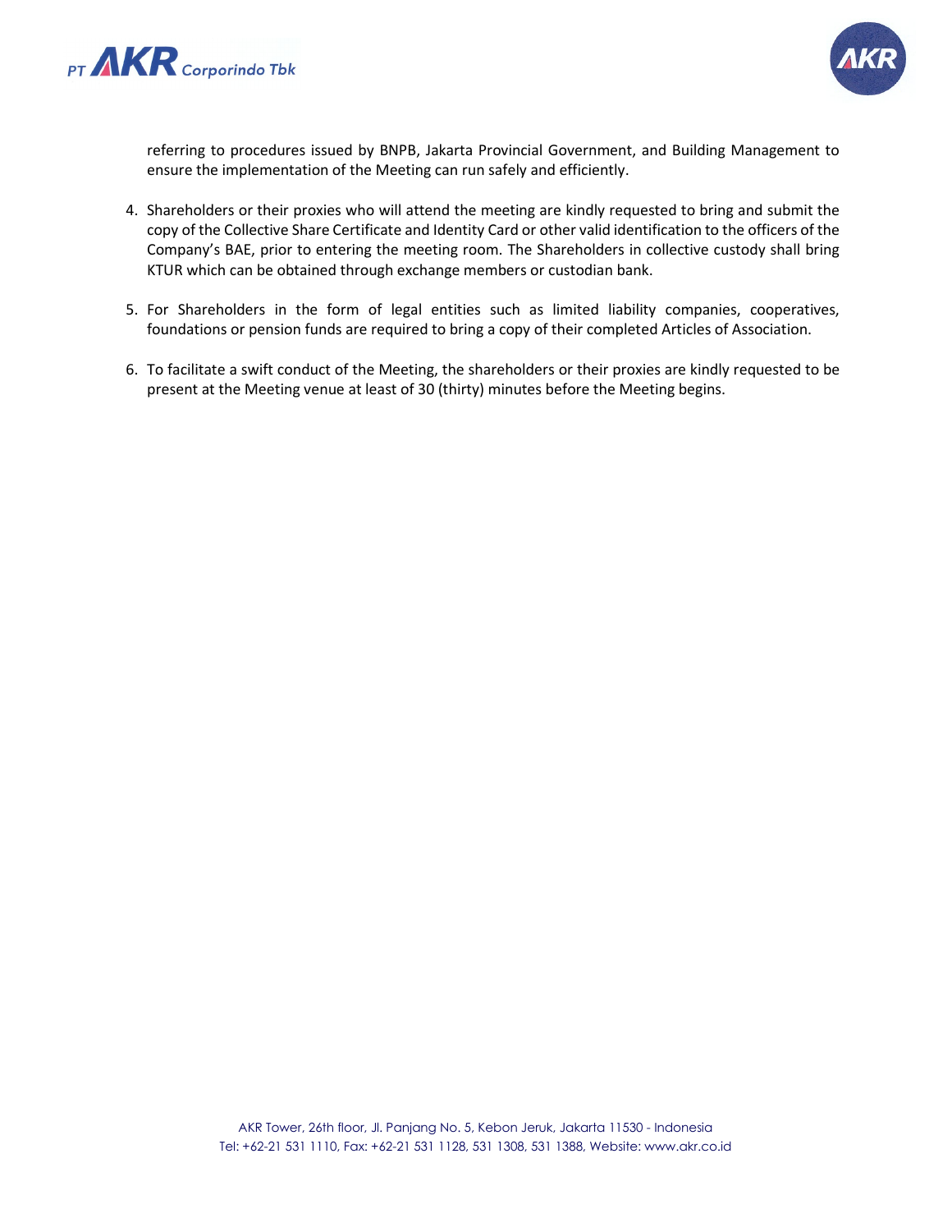referring to procedures issued by BNPB, Jakarta Provincial Government, and Building Management to ensure the implementation of the Meeting can run safely and efficiently.

4. Shareholders or their proxies who will attend the meeting are kindly requested to bring and submit the copy of the Collective Share Certificate and Identity Card or other valid identification to the officers of the Company's BAE, prior to entering the meeting room. The Shareholders in collective custody shall bring KTUR which can be obtained through exchange members or custodian bank.

5. For Shareholders in the form of legal entities such as limited liability companies, cooperatives, foundations or pension funds are required to bring a copy of their completed Articles of Association.

6. To facilitate a swift conduct of the Meeting, the shareholders or their proxies are kindly requested to be present at the Meeting venue at least of 30 (thirty) minutes before the Meeting begins.